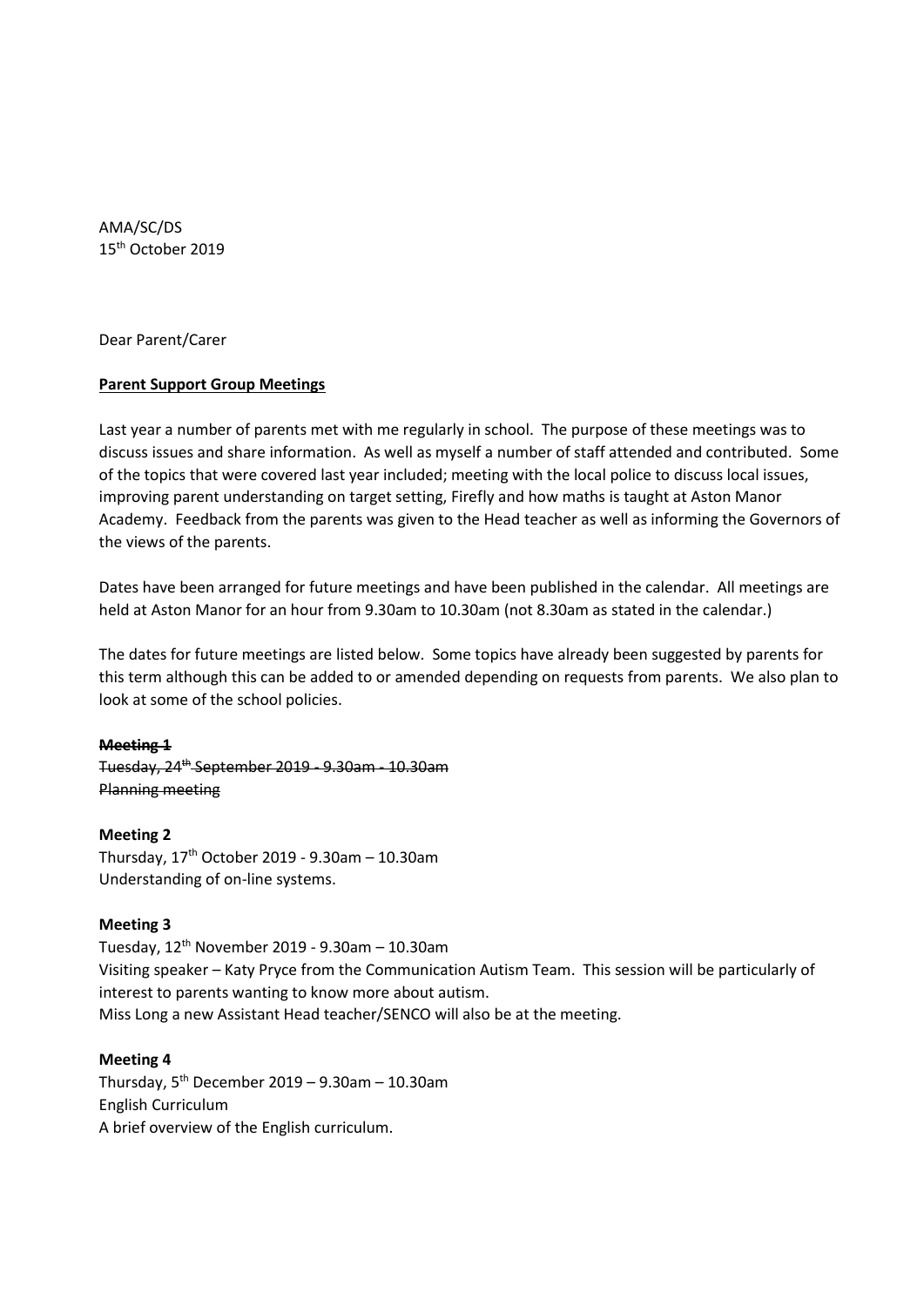AMA/SC/DS
15th October 2019

Dear Parent/Carer

**<u>Parent Support Group Meetings</u>**

Last year a number of parents met with me regularly in school. The purpose of these meetings was to discuss issues and share information. As well as myself a number of staff attended and contributed. Some of the topics that were covered last year included; meeting with the local police to discuss local issues, improving parent understanding on target setting, Firefly and how maths is taught at Aston Manor Academy. Feedback from the parents was given to the Head teacher as well as informing the Governors of the views of the parents.

Dates have been arranged for future meetings and have been published in the calendar. All meetings are held at Aston Manor for an hour from 9.30am to 10.30am (not 8.30am as stated in the calendar.)

The dates for future meetings are listed below. Some topics have already been suggested by parents for this term although this can be added to or amended depending on requests from parents. We also plan to look at some of the school policies.

~~**Meeting 1**~~
~~Tuesday, 24th September 2019 - 9.30am - 10.30am~~
~~Planning meeting~~

**Meeting 2**
Thursday, 17th October 2019 - 9.30am – 10.30am
Understanding of on-line systems.

**Meeting 3**
Tuesday, 12th November 2019 - 9.30am – 10.30am
Visiting speaker – Katy Pryce from the Communication Autism Team. This session will be particularly of interest to parents wanting to know more about autism.
Miss Long a new Assistant Head teacher/SENCO will also be at the meeting.

**Meeting 4**
Thursday, 5th December 2019 – 9.30am – 10.30am
English Curriculum
A brief overview of the English curriculum.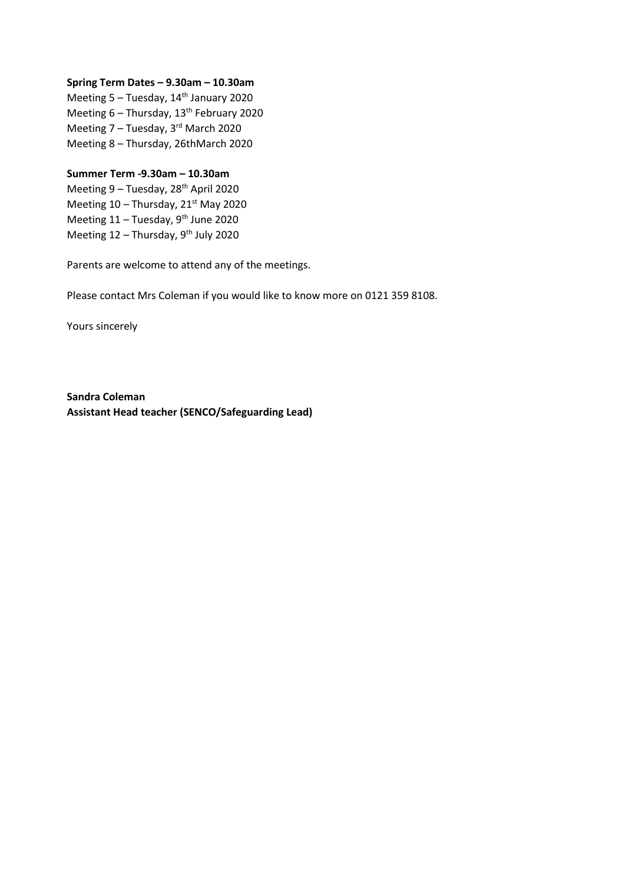**Spring Term Dates – 9.30am – 10.30am**

Meeting 5 – Tuesday, 14th January 2020
Meeting 6 – Thursday, 13th February 2020
Meeting 7 – Tuesday, 3rd March 2020
Meeting 8 – Thursday, 26thMarch 2020

**Summer Term -9.30am – 10.30am**

Meeting 9 – Tuesday, 28th April 2020
Meeting 10 – Thursday, 21st May 2020
Meeting 11 – Tuesday, 9th June 2020
Meeting 12 – Thursday, 9th July 2020

Parents are welcome to attend any of the meetings.

Please contact Mrs Coleman if you would like to know more on 0121 359 8108.

Yours sincerely

**Sandra Coleman**
**Assistant Head teacher (SENCO/Safeguarding Lead)**